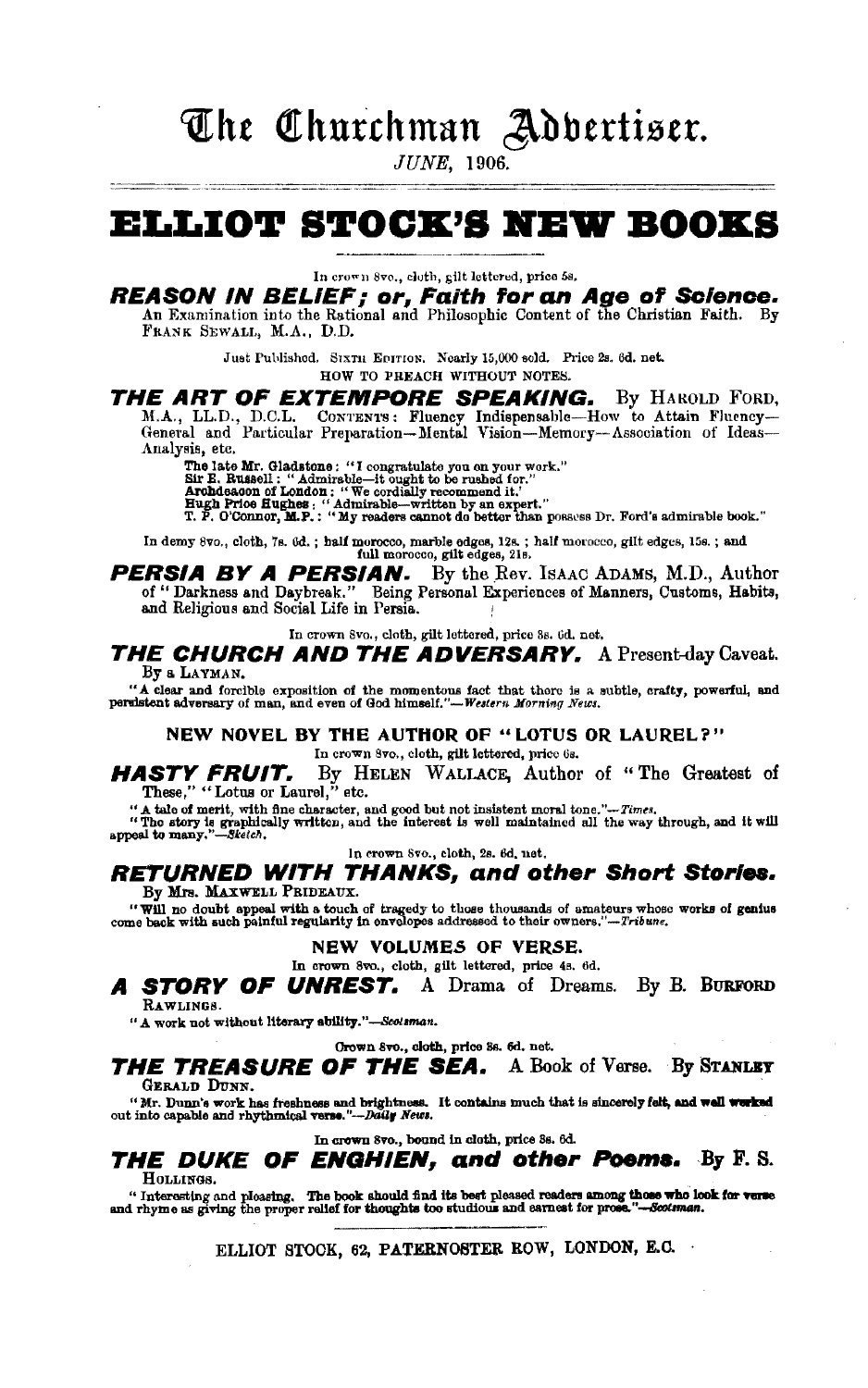# The Churchman Advertiser.

*JUNE*, 1906.

# ELLIOT STOCK'S NEW BOOKS

In crown 8vo., cloth, gilt lettered, price 5s.

## *REASON IN BELIEF; or, Faith for an Age of Science.*

An Examination into the Rational and Philosophic Content of the Christian Faith. By FRANK SEWALL, M.A., D.D.

Just Published. SIXTH EDITION. Nearly 15,000 sold. Price 2s. 6d. net.

HOW TO PREACH WITHOUT NOTES.

## *THE ART OF EXTEMPORE SPEAKING.* By HAROLD FORD,

M.A., LL.D., D.C.L. CONTENTS: Fluency Indispensable—How to Attain Fluency—General and Particular Preparation—Mental Vision—Memory—Association of Ideas—Analysis, etc.

The late Mr. Gladstone: "I congratulate you on your work."
Sir E. Russell: "Admirable—it ought to be rushed for."
Archdeacon of London: "We cordially recommend it."
Hugh Price Hughes: "Admirable—written by an expert."
T. P. O'Connor, M.P.: "My readers cannot do better than possess Dr. Ford's admirable book."

In demy 8vo., cloth, 7s. 6d.; half morocco, marble edges, 12s.; half morocco, gilt edges, 15s.; and full morocco, gilt edges, 21s.

## *PERSIA BY A PERSIAN.* By the Rev. ISAAC ADAMS, M.D., Author

of "Darkness and Daybreak." Being Personal Experiences of Manners, Customs, Habits, and Religious and Social Life in Persia.

In crown 8vo., cloth, gilt lettered, price 3s. 6d. net.

## *THE CHURCH AND THE ADVERSARY.* A Present-day Caveat.

By a LAYMAN.

"A clear and forcible exposition of the momentous fact that there is a subtle, crafty, powerful, and persistent adversary of man, and even of God himself."—*Western Morning News.*

**NEW NOVEL BY THE AUTHOR OF "LOTUS OR LAUREL?"**

In crown 8vo., cloth, gilt lettered, price 6s.

## *HASTY FRUIT.* By HELEN WALLACE, Author of "The Greatest of

These," "Lotus or Laurel," etc.

"A tale of merit, with fine character, and good but not insistent moral tone."—*Times.*
"The story is graphically written, and the interest is well maintained all the way through, and it will appeal to many."—*Sketch.*

In crown 8vo., cloth, 2s. 6d. net.

## *RETURNED WITH THANKS, and other Short Stories.*

By Mrs. MAXWELL PRIDEAUX.

"Will no doubt appeal with a touch of tragedy to those thousands of amateurs whose works of genius come back with such painful regularity in envelopes addressed to their owners."—*Tribune.*

**NEW VOLUMES OF VERSE.**

In crown 8vo., cloth, gilt lettered, price 4s. 6d.

## *A STORY OF UNREST.* A Drama of Dreams. By B. BURFORD

RAWLINGS.

"A work not without literary ability."—*Scotsman.*

Crown 8vo., cloth, price 3s. 6d. net.

## *THE TREASURE OF THE SEA.* A Book of Verse. By STANLEY

GERALD DUNN.

"Mr. Dunn's work has freshness and brightness. It contains much that is sincerely felt, and well worked out into capable and rhythmical verse."—*Daily News.*

In crown 8vo., bound in cloth, price 3s. 6d.

## *THE DUKE OF ENGHIEN, and other Poems.* By F. S.

HOLLINGS.

"Interesting and pleasing. The book should find its best pleased readers among those who look for verse and rhyme as giving the proper relief for thoughts too studious and earnest for prose."—*Scotsman.*

ELLIOT STOCK, 62, PATERNOSTER ROW, LONDON, E.C.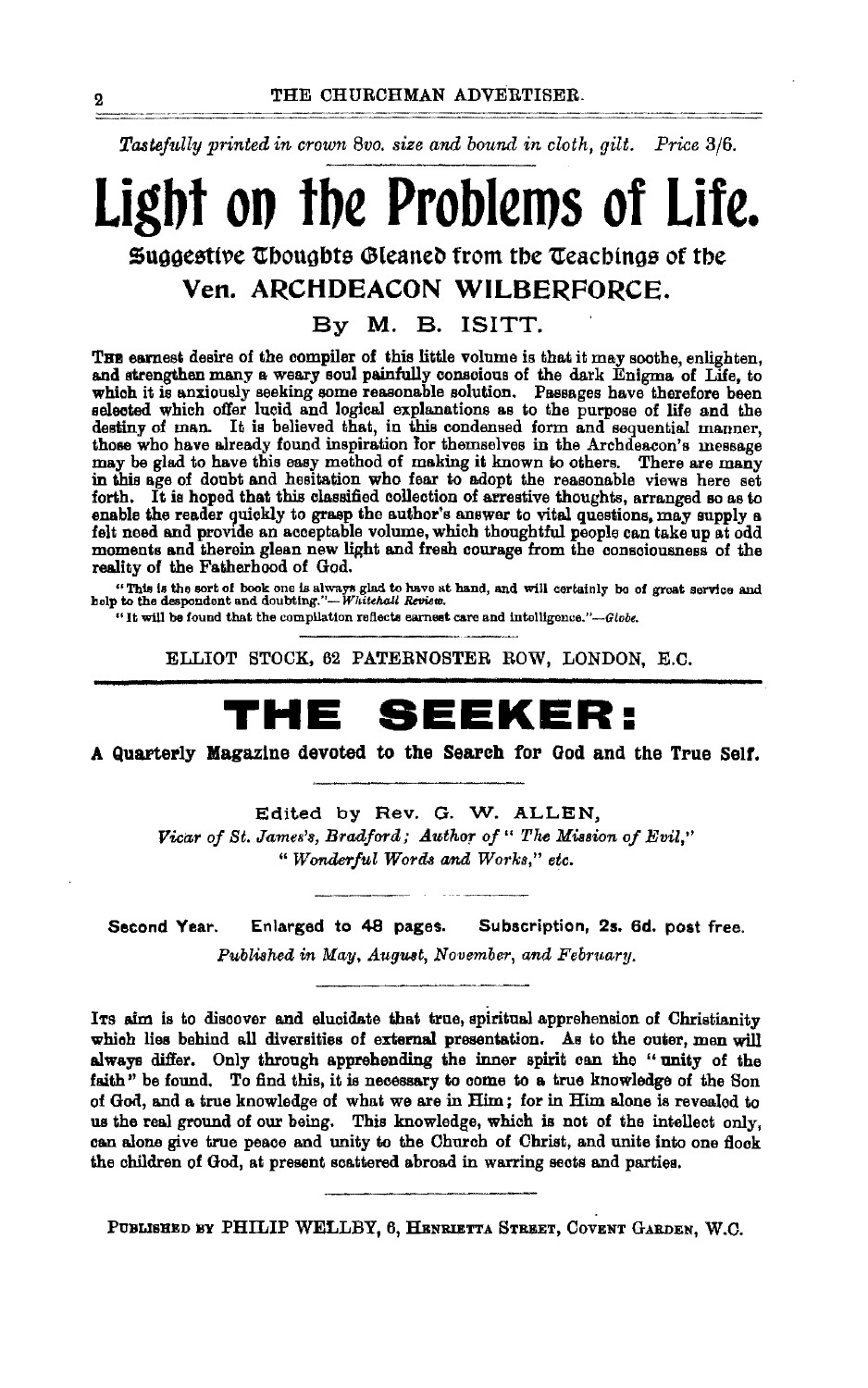*Tastefully printed in crown 8vo. size and bound in cloth, gilt. Price 3/6.*

# Light on the Problems of Life.

## Suggestive Thoughts Gleaned from the Teachings of the Ven. ARCHDEACON WILBERFORCE.

### By M. B. ISITT.

THE earnest desire of the compiler of this little volume is that it may soothe, enlighten, and strengthen many a weary soul painfully conscious of the dark Enigma of Life, to which it is anxiously seeking some reasonable solution. Passages have therefore been selected which offer lucid and logical explanations as to the purpose of life and the destiny of man. It is believed that, in this condensed form and sequential manner, those who have already found inspiration for themselves in the Archdeacon's message may be glad to have this easy method of making it known to others. There are many in this age of doubt and hesitation who fear to adopt the reasonable views here set forth. It is hoped that this classified collection of arrestive thoughts, arranged so as to enable the reader quickly to grasp the author's answer to vital questions, may supply a felt need and provide an acceptable volume, which thoughtful people can take up at odd moments and therein glean new light and fresh courage from the consciousness of the reality of the Fatherhood of God.

"This is the sort of book one is always glad to have at hand, and will certainly be of great service and help to the despondent and doubting."—*Whitehall Review.*

"It will be found that the compilation reflects earnest care and intelligence."—*Globe.*

ELLIOT STOCK, 62 PATERNOSTER ROW, LONDON, E.C.

# THE SEEKER:

**A Quarterly Magazine devoted to the Search for God and the True Self.**

Edited by Rev. G. W. ALLEN,

*Vicar of St. James's, Bradford; Author of "The Mission of Evil," "Wonderful Words and Works," etc.*

**Second Year. Enlarged to 48 pages. Subscription, 2s. 6d. post free.**

*Published in May, August, November, and February.*

ITS aim is to discover and elucidate that true, spiritual apprehension of Christianity which lies behind all diversities of external presentation. As to the outer, men will always differ. Only through apprehending the inner spirit can the "unity of the faith" be found. To find this, it is necessary to come to a true knowledge of the Son of God, and a true knowledge of what we are in Him; for in Him alone is revealed to us the real ground of our being. This knowledge, which is not of the intellect only, can alone give true peace and unity to the Church of Christ, and unite into one flock the children of God, at present scattered abroad in warring sects and parties.

PUBLISHED BY PHILIP WELLBY, 6, HENRIETTA STREET, COVENT GARDEN, W.C.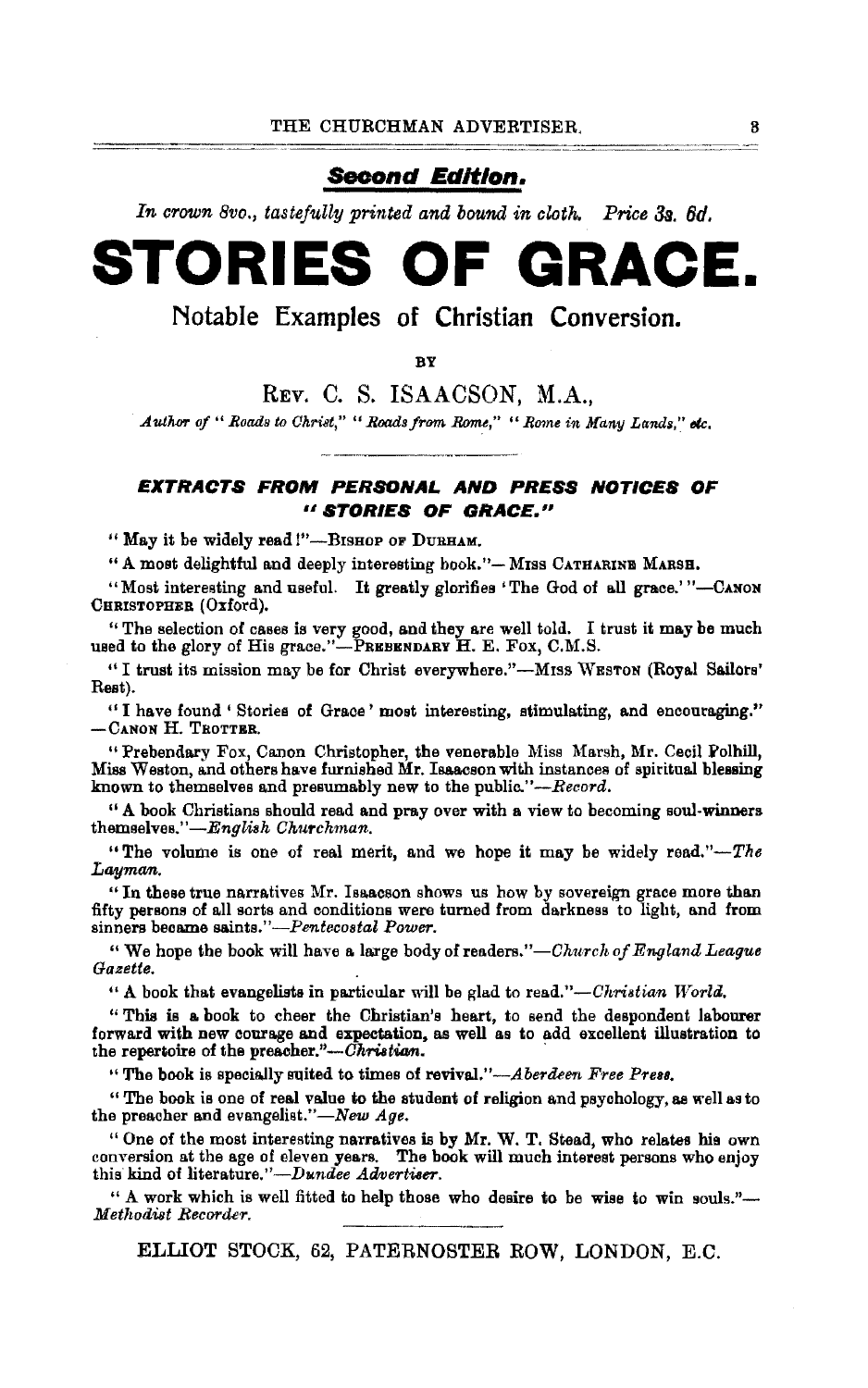**Second Edition.**

*In crown 8vo., tastefully printed and bound in cloth. Price 3s. 6d.*

# STORIES OF GRACE.

## Notable Examples of Christian Conversion.

BY

REV. C. S. ISAACSON, M.A.,

*Author of "Roads to Christ," "Roads from Rome," "Rome in Many Lands," etc.*

---

### EXTRACTS FROM PERSONAL AND PRESS NOTICES OF "STORIES OF GRACE."

"May it be widely read!"—BISHOP OF DURHAM.

"A most delightful and deeply interesting book."—MISS CATHARINE MARSH.

"Most interesting and useful. It greatly glorifies 'The God of all grace.'"—CANON CHRISTOPHER (Oxford).

"The selection of cases is very good, and they are well told. I trust it may be much used to the glory of His grace."—PREBENDARY H. E. FOX, C.M.S.

"I trust its mission may be for Christ everywhere."—MISS WESTON (Royal Sailors' Rest).

"I have found 'Stories of Grace' most interesting, stimulating, and encouraging."—CANON H. TROTTER.

"Prebendary Fox, Canon Christopher, the venerable Miss Marsh, Mr. Cecil Polhill, Miss Weston, and others have furnished Mr. Isaacson with instances of spiritual blessing known to themselves and presumably new to the public."—*Record.*

"A book Christians should read and pray over with a view to becoming soul-winners themselves."—*English Churchman.*

"The volume is one of real merit, and we hope it may be widely read."—*The Layman.*

"In these true narratives Mr. Isaacson shows us how by sovereign grace more than fifty persons of all sorts and conditions were turned from darkness to light, and from sinners became saints."—*Pentecostal Power.*

"We hope the book will have a large body of readers."—*Church of England League Gazette.*

"A book that evangelists in particular will be glad to read."—*Christian World.*

"This is a book to cheer the Christian's heart, to send the despondent labourer forward with new courage and expectation, as well as to add excellent illustration to the repertoire of the preacher."—*Christian.*

"The book is specially suited to times of revival."—*Aberdeen Free Press.*

"The book is one of real value to the student of religion and psychology, as well as to the preacher and evangelist."—*New Age.*

"One of the most interesting narratives is by Mr. W. T. Stead, who relates his own conversion at the age of eleven years. The book will much interest persons who enjoy this kind of literature."—*Dundee Advertiser.*

"A work which is well fitted to help those who desire to be wise to win souls."—*Methodist Recorder.*

---

ELLIOT STOCK, 62, PATERNOSTER ROW, LONDON, E.C.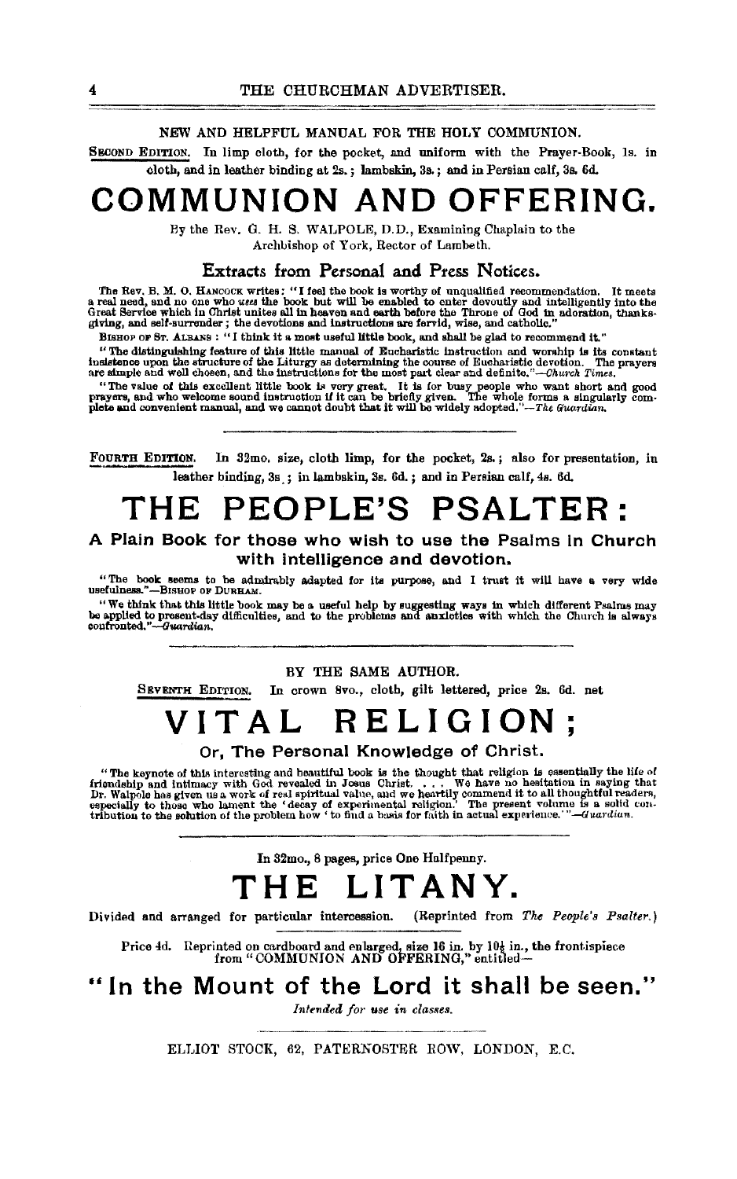NEW AND HELPFUL MANUAL FOR THE HOLY COMMUNION.

SECOND EDITION. In limp cloth, for the pocket, and uniform with the Prayer-Book, 1s. in cloth, and in leather binding at 2s.; lambskin, 3s.; and in Persian calf, 3s. 6d.

# COMMUNION AND OFFERING.

By the Rev. G. H. S. WALPOLE, D.D., Examining Chaplain to the Archbishop of York, Rector of Lambeth.

### Extracts from Personal and Press Notices.

The Rev. B. M. O. HANCOCK writes: "I feel the book is worthy of unqualified recommendation. It meets a real need, and no one who *uses* the book but will be enabled to enter devoutly and intelligently into the Great Service which in Christ unites all in heaven and earth before the Throne of God in adoration, thanksgiving, and self-surrender; the devotions and instructions are fervid, wise, and catholic."

BISHOP OF ST. ALBANS: "I think it a most useful little book, and shall be glad to recommend it."

"The distinguishing feature of this little manual of Eucharistic instruction and worship is its constant insistence upon the structure of the Liturgy as determining the course of Eucharistic devotion. The prayers are simple and well chosen, and the instructions for the most part clear and definite."—*Church Times.*

"The value of this excellent little book is very great. It is for busy people who want short and good prayers, and who welcome sound instruction if it can be briefly given. The whole forms a singularly complete and convenient manual, and we cannot doubt that it will be widely adopted."—*The Guardian.*

---

FOURTH EDITION. In 32mo. size, cloth limp, for the pocket, 2s.; also for presentation, in leather binding, 3s.; in lambskin, 3s. 6d.; and in Persian calf, 4s. 6d.

# THE PEOPLE'S PSALTER:

### A Plain Book for those who wish to use the Psalms in Church with intelligence and devotion.

"The book seems to be admirably adapted for its purpose, and I trust it will have a very wide usefulness."—BISHOP OF DURHAM.

"We think that this little book may be a useful help by suggesting ways in which different Psalms may be applied to present-day difficulties, and to the problems and anxieties with which the Church is always confronted."—*Guardian.*

---

BY THE SAME AUTHOR.

SEVENTH EDITION. In crown 8vo., cloth, gilt lettered, price 2s. 6d. net

# VITAL RELIGION;

### Or, The Personal Knowledge of Christ.

"The keynote of this interesting and beautiful book is the thought that religion is essentially the life of friendship and intimacy with God revealed in Jesus Christ. . . . We have no hesitation in saying that Dr. Walpole has given us a work of real spiritual value, and we heartily commend it to all thoughtful readers, especially to those who lament the 'decay of experimental religion.' The present volume is a solid contribution to the solution of the problem how 'to find a basis for faith in actual experience.'"—*Guardian.*

---

In 32mo., 8 pages, price One Halfpenny.

# THE LITANY.

Divided and arranged for particular intercession. (Reprinted from *The People's Psalter.*)

Price 4d. Reprinted on cardboard and enlarged, size 16 in. by 10½ in., the frontispiece from "COMMUNION AND OFFERING," entitled—

## "In the Mount of the Lord it shall be seen."

*Intended for use in classes.*

---

ELLIOT STOCK, 62, PATERNOSTER ROW, LONDON, E.C.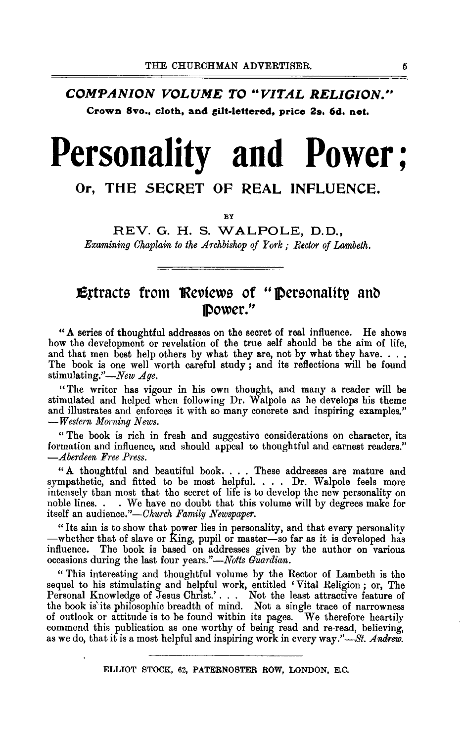## *COMPANION VOLUME TO "VITAL RELIGION."*

**Crown 8vo., cloth, and gilt-lettered, price 2s. 6d. net.**

# Personality and Power;

## Or, THE SECRET OF REAL INFLUENCE.

BY

### REV. G. H. S. WALPOLE, D.D.,

*Examining Chaplain to the Archbishop of York; Rector of Lambeth.*

---

### Extracts from Reviews of "Personality and Power."

"A series of thoughtful addresses on the secret of real influence. He shows how the development or revelation of the true self should be the aim of life, and that men best help others by what they are, not by what they have. . . . The book is one well worth careful study; and its reflections will be found stimulating."—*New Age.*

"The writer has vigour in his own thought, and many a reader will be stimulated and helped when following Dr. Walpole as he develops his theme and illustrates and enforces it with so many concrete and inspiring examples." —*Western Morning News.*

"The book is rich in fresh and suggestive considerations on character, its formation and influence, and should appeal to thoughtful and earnest readers." —*Aberdeen Free Press.*

"A thoughtful and beautiful book. . . . These addresses are mature and sympathetic, and fitted to be most helpful. . . . Dr. Walpole feels more intensely than most that the secret of life is to develop the new personality on noble lines. . . We have no doubt that this volume will by degrees make for itself an audience."—*Church Family Newspaper.*

"Its aim is to show that power lies in personality, and that every personality —whether that of slave or King, pupil or master—so far as it is developed has influence. The book is based on addresses given by the author on various occasions during the last four years."—*Notts Guardian.*

"This interesting and thoughtful volume by the Rector of Lambeth is the sequel to his stimulating and helpful work, entitled 'Vital Religion; or, The Personal Knowledge of Jesus Christ.' . . . Not the least attractive feature of the book is its philosophic breadth of mind. Not a single trace of narrowness of outlook or attitude is to be found within its pages. We therefore heartily commend this publication as one worthy of being read and re-read, believing, as we do, that it is a most helpful and inspiring work in every way."—*St. Andrew.*

---

ELLIOT STOCK, 62, PATERNOSTER ROW, LONDON, E.C.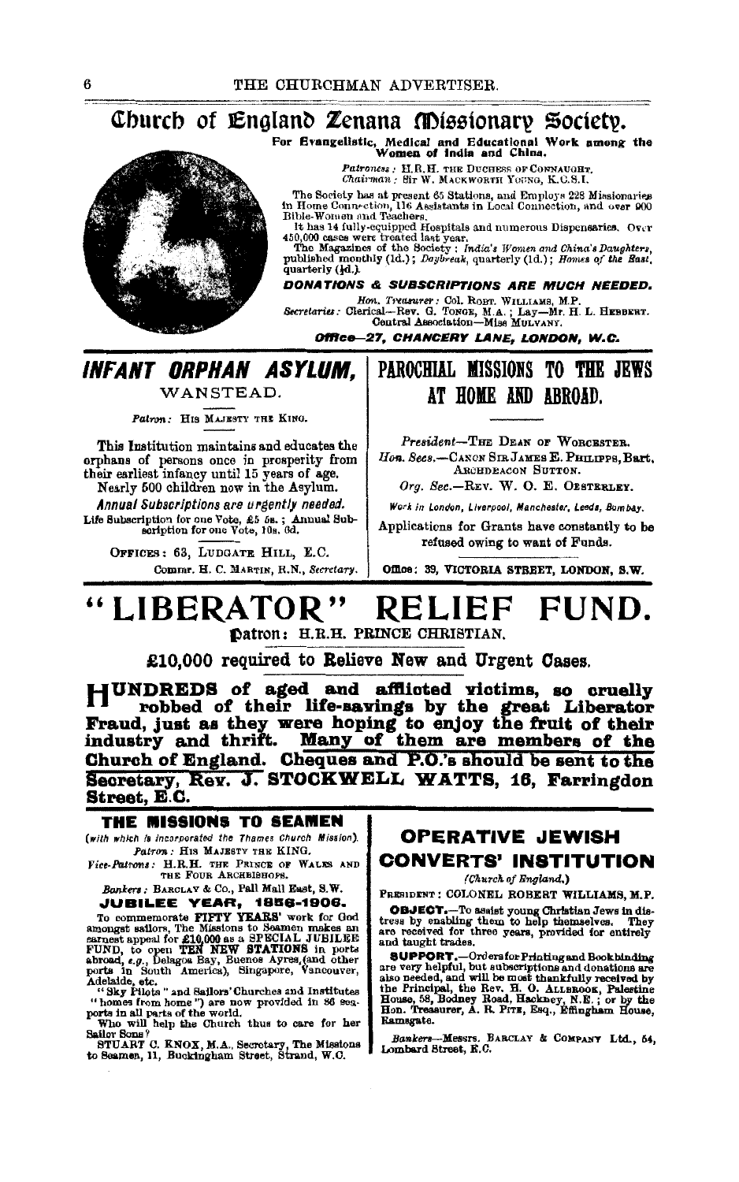# Church of England Zenana Missionary Society.

**For Evangelistic, Medical and Educational Work among the Women of India and China.**

*Patroness:* H.R.H. THE DUCHESS OF CONNAUGHT.
*Chairman:* SIR W. MACKWORTH YOUNG, K.C.S.I.

The Society has at present 65 Stations, and Employs 228 Missionaries in Home Connection, 116 Assistants in Local Connection, and over 900 Bible-Women and Teachers.

It has 14 fully-equipped Hospitals and numerous Dispensaries. Over 450,000 cases were treated last year.

The Magazines of the Society: *India's Women and China's Daughters*, published monthly (1d.); *Daybreak*, quarterly (1d.); *Homes of the East*, quarterly (½d.).

***DONATIONS & SUBSCRIPTIONS ARE MUCH NEEDED.***

*Hon. Treasurer:* COL. ROBT. WILLIAMS, M.P.
*Secretaries:* Clerical—REV. G. TONGE, M.A.; Lay—MR. H. L. HEBBERT.
Central Association—MISS MULVANY.

***Office—27, CHANCERY LANE, LONDON, W.C.***

## INFANT ORPHAN ASYLUM,

WANSTEAD.

*Patron:* HIS MAJESTY THE KING.

This Institution maintains and educates the orphans of persons once in prosperity from their earliest infancy until 15 years of age.

Nearly 500 children now in the Asylum.

***Annual Subscriptions are urgently needed.***

Life Subscription for one Vote, £5 5s.; Annual Subscription for one Vote, 10s. 6d.

OFFICES: 63, LUDGATE HILL, E.C.

COMMR. H. C. MARTIN, R.N., *Secretary.*

## PAROCHIAL MISSIONS TO THE JEWS AT HOME AND ABROAD.

*President*—THE DEAN OF WORCESTER.
*Hon. Secs.*—CANON SIR JAMES E. PHILIPPS, Bart. ARCHDEACON SUTTON.
*Org. Sec.*—REV. W. O. E. OESTERLEY.

*Work in London, Liverpool, Manchester, Leeds, Bombay.*

Applications for Grants have constantly to be refused owing to want of Funds.

Office: 39, VICTORIA STREET, LONDON, S.W.

# "LIBERATOR" RELIEF FUND.

**Patron: H.R.H. PRINCE CHRISTIAN.**

**£10,000 required to Relieve New and Urgent Cases.**

**HUNDREDS of aged and afflicted victims, so cruelly robbed of their life-savings by the great Liberator Fraud, just as they were hoping to enjoy the fruit of their industry and thrift. Many of them are members of the Church of England. Cheques and P.O.'s should be sent to the Secretary, Rev. J. STOCKWELL WATTS, 16, Farringdon Street, E.C.**

## THE MISSIONS TO SEAMEN

*(with which is incorporated the Thames Church Mission).*

*Patron:* HIS MAJESTY THE KING.
*Vice-Patrons:* H.R.H. THE PRINCE OF WALES AND THE FOUR ARCHBISHOPS.

*Bankers:* BARCLAY & Co., Pall Mall East, S.W.

**JUBILEE YEAR, 1856-1906.**

To commemorate **FIFTY YEARS'** work for God amongst sailors, The Missions to Seamen makes an earnest appeal for **£10,000** as a **SPECIAL JUBILEE FUND**, to open **TEN NEW STATIONS** in ports abroad, *e.g.*, Delagoa Bay, Buenos Ayres, (and other ports in South America), Singapore, Vancouver, Adelaide, etc.

"Sky Pilots" and Sailors' Churches and Institutes "homes from home") are now provided in 86 seaports in all parts of the world.

Who will help the Church thus to care for her Sailor Sons?

STUART C. KNOX, M.A., Secretary, The Missions to Seamen, 11, Buckingham Street, Strand, W.C.

## OPERATIVE JEWISH CONVERTS' INSTITUTION

*(Church of England.)*

PRESIDENT: COLONEL ROBERT WILLIAMS, M.P.

**OBJECT.**—To assist young Christian Jews in distress by enabling them to help themselves. They are received for three years, provided for entirely and taught trades.

**SUPPORT.**—Orders for Printing and Bookbinding are very helpful, but subscriptions and donations are also needed, and will be most thankfully received by the Principal, the Rev. H. O. ALLBROOK, Palestine House, 58, Bodney Road, Hackney, N.E.; or by the Hon. Treasurer, A. R. PITE, Esq., Effingham House, Ramsgate.

*Bankers*—Messrs. BARCLAY & COMPANY Ltd., 54, Lombard Street, E.C.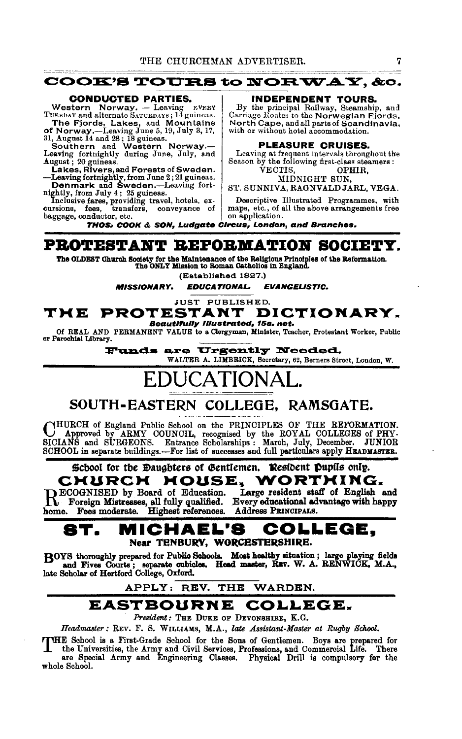## COOK'S TOURS to NORWAY, &c.

**CONDUCTED PARTIES.**

**Western Norway.** — Leaving EVERY TUESDAY and alternate SATURDAYS; 14 guineas.

**The Fjords, Lakes, and Mountains of Norway.**—Leaving June 5, 19, July 3, 17, 31, August 14 and 28; 18 guineas.

**Southern and Western Norway.**—Leaving fortnightly during June, July, and August; 20 guineas.

**Lakes, Rivers, and Forests of Sweden.**—Leaving fortnightly, from June 2; 21 guineas.

**Denmark and Sweden.**—Leaving fortnightly, from July 4; 25 guineas.

Inclusive fares, providing travel, hotels, excursions, fees, transfers, conveyance of baggage, conductor, etc.

**INDEPENDENT TOURS.**

By the principal Railway, Steamship, and Carriage Routes to the **Norwegian Fjords, North Cape,** and all parts of **Scandinavia,** with or without hotel accommodation.

**PLEASURE CRUISES.**

Leaving at frequent intervals throughout the Season by the following first-class steamers:

VECTIS, OPHIR, MIDNIGHT SUN, ST. SUNNIVA, RAGNVALD JARL, VEGA.

Descriptive Illustrated Programmes, with maps, etc., of all the above arrangements free on application.

***THOS. COOK & SON, Ludgate Circus, London, and Branches.***

## PROTESTANT REFORMATION SOCIETY.

**The OLDEST Church Society for the Maintenance of the Religious Principles of the Reformation. The ONLY Mission to Roman Catholics in England.**

(Established 1827.)

***MISSIONARY. EDUCATIONAL. EVANGELISTIC.***

JUST PUBLISHED.

## THE PROTESTANT DICTIONARY.

***Beautifully Illustrated, 15s. net.***

Of REAL AND PERMANENT VALUE to a Clergyman, Minister, Teacher, Protestant Worker, Public or Parochial Library.

**Funds are Urgently Needed.**

WALTER A. LIMBRICK, Secretary, 62, Berners Street, London, W.

# EDUCATIONAL.

## SOUTH-EASTERN COLLEGE, RAMSGATE.

CHURCH of England Public School on the PRINCIPLES OF THE REFORMATION. Approved by ARMY COUNCIL, recognised by the ROYAL COLLEGES of PHYSICIANS and SURGEONS. Entrance Scholarships: March, July, December. JUNIOR SCHOOL in separate buildings.—For list of successes and full particulars apply HEADMASTER.

**School for the Daughters of Gentlemen. Resident Pupils only.**

## CHURCH HOUSE, WORTHING.

RECOGNISED by Board of Education. Large resident staff of English and Foreign Mistresses, all fully qualified. Every educational advantage with happy home. Fees moderate. Highest references. Address PRINCIPALS.

## ST. MICHAEL'S COLLEGE,

**Near TENBURY, WORCESTERSHIRE.**

**BOYS thoroughly prepared for Public Schools. Most healthy situation; large playing fields and Fives Courts; separate cubicles. Head master, REV. W. A. RENWICK, M.A., late Scholar of Hertford College, Oxford.**

APPLY: REV. THE WARDEN.

## EASTBOURNE COLLEGE.

*President:* THE DUKE OF DEVONSHIRE, K.G.

*Headmaster:* REV. F. S. WILLIAMS, M.A., *late Assistant-Master at Rugby School.*

THE School is a First-Grade School for the Sons of Gentlemen. Boys are prepared for the Universities, the Army and Civil Services, Professions, and Commercial Life. There are Special Army and Engineering Classes. Physical Drill is compulsory for the whole School.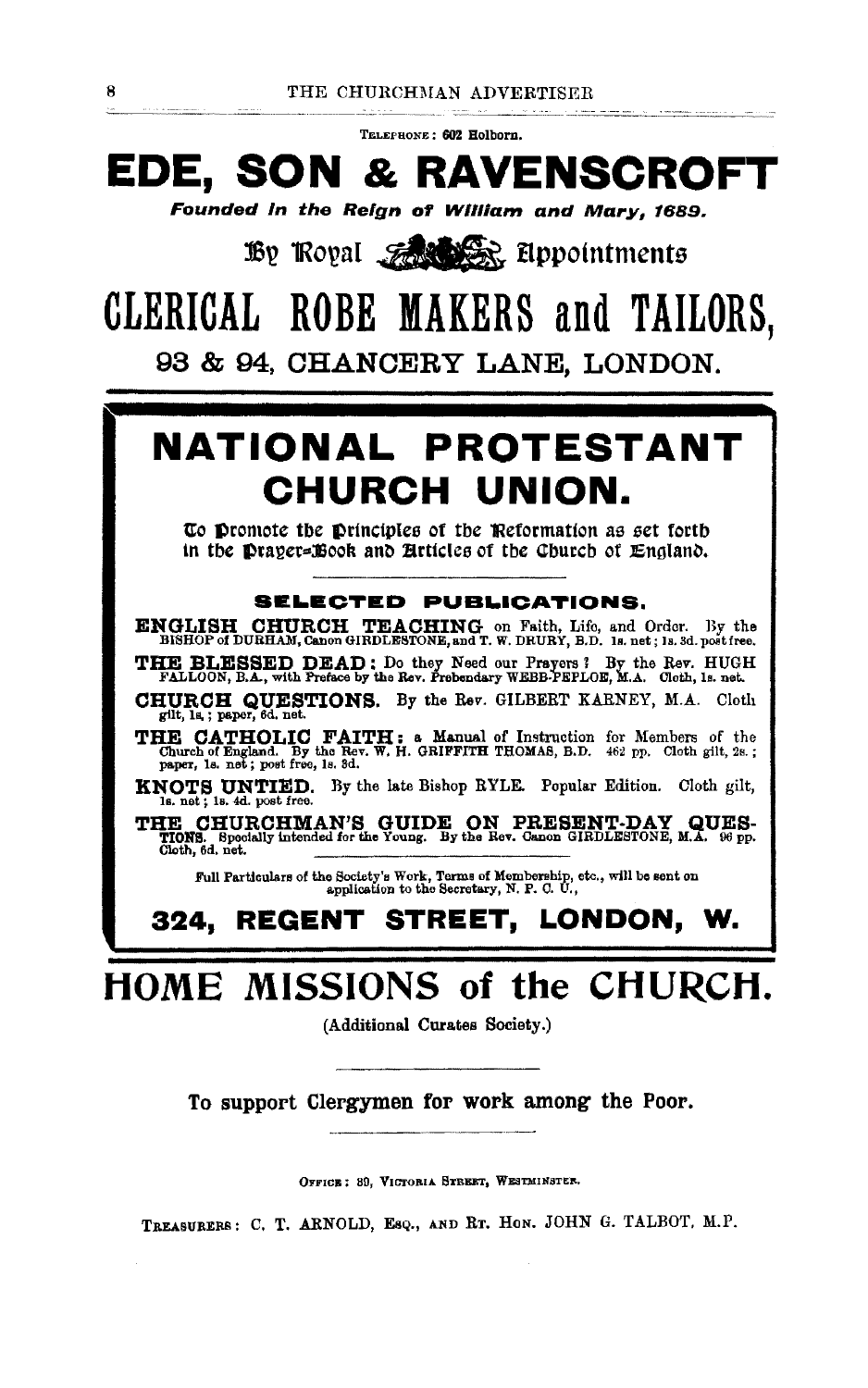TELEPHONE: 602 Holborn.

# EDE, SON & RAVENSCROFT

*Founded in the Reign of William and Mary, 1689.*

By Royal Appointments

# CLERICAL ROBE MAKERS and TAILORS,

## 93 & 94, CHANCERY LANE, LONDON.

---

# NATIONAL PROTESTANT CHURCH UNION.

To Promote the Principles of the Reformation as set forth in the Prayer-Book and Articles of the Church of England.

### SELECTED PUBLICATIONS.

**ENGLISH CHURCH TEACHING** on Faith, Life, and Order. By the BISHOP of DURHAM, Canon GIRDLESTONE, and T. W. DRURY, B.D. 1s. net; 1s. 3d. post free.

**THE BLESSED DEAD:** Do they Need our Prayers? By the Rev. HUGH FALLOON, B.A., with Preface by the Rev. Prebendary WEBB-PEPLOE, M.A. Cloth, 1s. net.

**CHURCH QUESTIONS.** By the Rev. GILBERT KARNEY, M.A. Cloth gilt, 1s.; paper, 6d. net.

**THE CATHOLIC FAITH:** a Manual of Instruction for Members of the Church of England. By the Rev. W. H. GRIFFITH THOMAS, B.D. 462 pp. Cloth gilt, 2s.; paper, 1s. net; post free, 1s. 3d.

**KNOTS UNTIED.** By the late Bishop RYLE. Popular Edition. Cloth gilt, 1s. net; 1s. 4d. post free.

**THE CHURCHMAN'S GUIDE ON PRESENT-DAY QUESTIONS.** Specially intended for the Young. By the Rev. Canon GIRDLESTONE, M.A. 96 pp. Cloth, 6d. net.

Full Particulars of the Society's Work, Terms of Membership, etc., will be sent on application to the Secretary, N. P. C. U.,

## 324, REGENT STREET, LONDON, W.

---

# HOME MISSIONS of the CHURCH.

(Additional Curates Society.)

To support Clergymen for work among the Poor.

OFFICE: 30, VICTORIA STREET, WESTMINSTER.

TREASURERS: C. T. ARNOLD, ESQ., AND RT. HON. JOHN G. TALBOT, M.P.